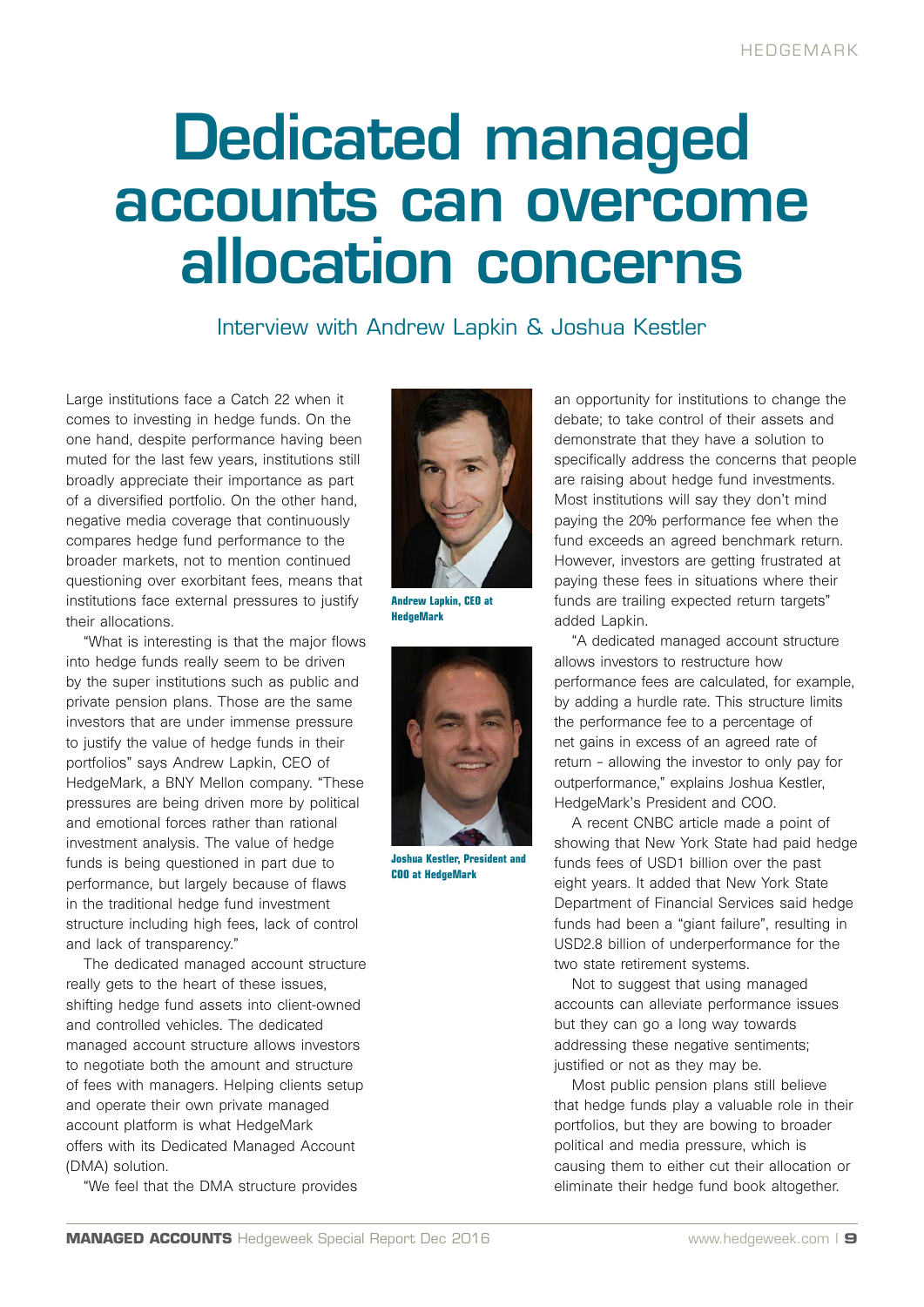# Dedicated managed accounts can overcome allocation concerns

## Interview with Andrew Lapkin & Joshua Kestler

Large institutions face a Catch 22 when it comes to investing in hedge funds. On the one hand, despite performance having been muted for the last few years, institutions still broadly appreciate their importance as part of a diversified portfolio. On the other hand, negative media coverage that continuously compares hedge fund performance to the broader markets, not to mention continued questioning over exorbitant fees, means that institutions face external pressures to justify their allocations.

"What is interesting is that the major flows into hedge funds really seem to be driven by the super institutions such as public and private pension plans. Those are the same investors that are under immense pressure to justify the value of hedge funds in their portfolios" says Andrew Lapkin, CEO of HedgeMark, a BNY Mellon company. "These pressures are being driven more by political and emotional forces rather than rational investment analysis. The value of hedge funds is being questioned in part due to performance, but largely because of flaws in the traditional hedge fund investment structure including high fees, lack of control and lack of transparency."

The dedicated managed account structure really gets to the heart of these issues, shifting hedge fund assets into client-owned and controlled vehicles. The dedicated managed account structure allows investors to negotiate both the amount and structure of fees with managers. Helping clients setup and operate their own private managed account platform is what HedgeMark offers with its Dedicated Managed Account (DMA) solution.

**Andrew Lapkin, CEO at HedgeMark**

**Joshua Kestler, President and COO at HedgeMark**

"We feel that the DMA structure provides an opportunity for institutions to change the debate; to take control of their assets and demonstrate that they have a solution to specifically address the concerns that people are raising about hedge fund investments. Most institutions will say they don't mind paying the 20% performance fee when the fund exceeds an agreed benchmark return. However, investors are getting frustrated at paying these fees in situations where their funds are trailing expected return targets" added Lapkin.

"A dedicated managed account structure allows investors to restructure how performance fees are calculated, for example, by adding a hurdle rate. This structure limits the performance fee to a percentage of net gains in excess of an agreed rate of return – allowing the investor to only pay for outperformance," explains Joshua Kestler, HedgeMark's President and COO.

A recent CNBC article made a point of showing that New York State had paid hedge funds fees of USD1 billion over the past eight years. It added that New York State Department of Financial Services said hedge funds had been a "giant failure", resulting in USD2.8 billion of underperformance for the two state retirement systems.

Not to suggest that using managed accounts can alleviate performance issues but they can go a long way towards addressing these negative sentiments; justified or not as they may be.

Most public pension plans still believe that hedge funds play a valuable role in their portfolios, but they are bowing to broader political and media pressure, which is causing them to either cut their allocation or eliminate their hedge fund book altogether.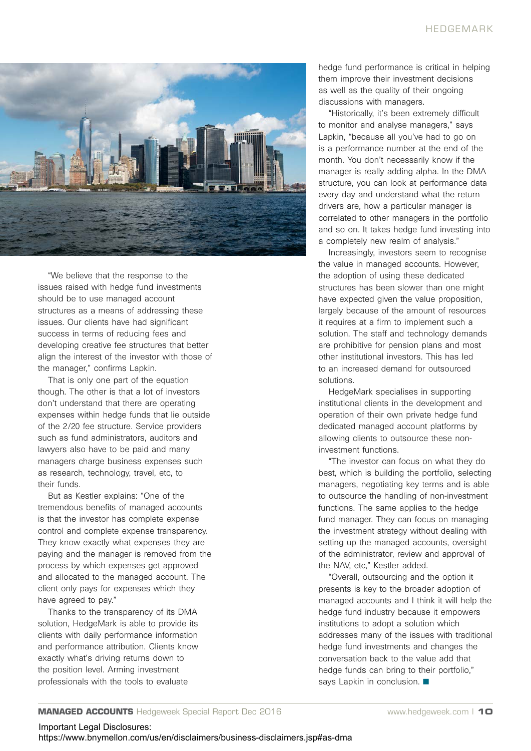"We believe that the response to the issues raised with hedge fund investments should be to use managed account structures as a means of addressing these issues. Our clients have had significant success in terms of reducing fees and developing creative fee structures that better align the interest of the investor with those of the manager," confirms Lapkin.

That is only one part of the equation though. The other is that a lot of investors don't understand that there are operating expenses within hedge funds that lie outside of the 2/20 fee structure. Service providers such as fund administrators, auditors and lawyers also have to be paid and many managers charge business expenses such as research, technology, travel, etc, to their funds.

But as Kestler explains: "One of the tremendous benefits of managed accounts is that the investor has complete expense control and complete expense transparency. They know exactly what expenses they are paying and the manager is removed from the process by which expenses get approved and allocated to the managed account. The client only pays for expenses which they have agreed to pay."

Thanks to the transparency of its DMA solution, HedgeMark is able to provide its clients with daily performance information and performance attribution. Clients know exactly what's driving returns down to the position level. Arming investment professionals with the tools to evaluate hedge fund performance is critical in helping them improve their investment decisions as well as the quality of their ongoing discussions with managers.

"Historically, it's been extremely difficult to monitor and analyse managers," says Lapkin, "because all you've had to go on is a performance number at the end of the month. You don't necessarily know if the manager is really adding alpha. In the DMA structure, you can look at performance data every day and understand what the return drivers are, how a particular manager is correlated to other managers in the portfolio and so on. It takes hedge fund investing into a completely new realm of analysis."

Increasingly, investors seem to recognise the value in managed accounts. However, the adoption of using these dedicated structures has been slower than one might have expected given the value proposition, largely because of the amount of resources it requires at a firm to implement such a solution. The staff and technology demands are prohibitive for pension plans and most other institutional investors. This has led to an increased demand for outsourced solutions.

HedgeMark specialises in supporting institutional clients in the development and operation of their own private hedge fund dedicated managed account platforms by allowing clients to outsource these non-investment functions.

"The investor can focus on what they do best, which is building the portfolio, selecting managers, negotiating key terms and is able to outsource the handling of non-investment functions. The same applies to the hedge fund manager. They can focus on managing the investment strategy without dealing with setting up the managed accounts, oversight of the administrator, review and approval of the NAV, etc," Kestler added.

"Overall, outsourcing and the option it presents is key to the broader adoption of managed accounts and I think it will help the hedge fund industry because it empowers institutions to adopt a solution which addresses many of the issues with traditional hedge fund investments and changes the conversation back to the value add that hedge funds can bring to their portfolio," says Lapkin in conclusion. ■

Important Legal Disclosures:
https://www.bnymellon.com/us/en/disclaimers/business-disclaimers.jsp#as-dma